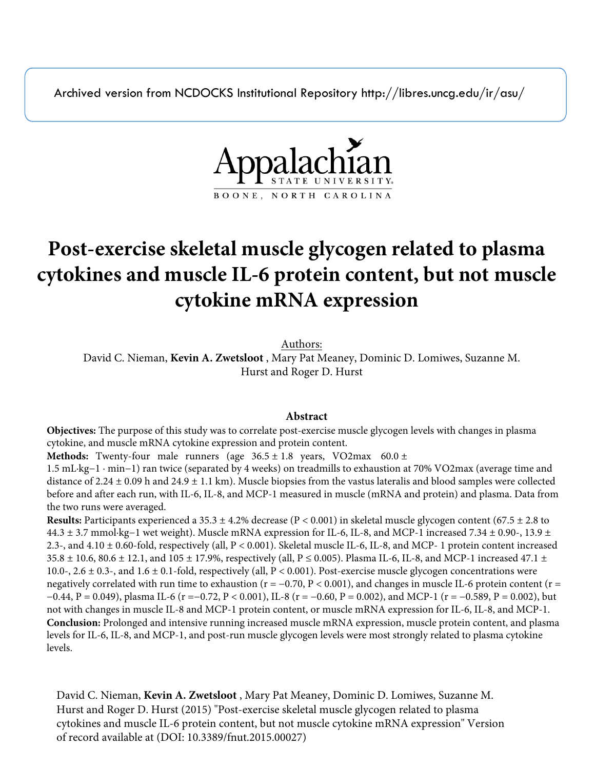Archived version from NCDOCKS Institutional Repository http://libres.uncg.edu/ir/asu/

Appalachian STATE UNIVERSITY
BOONE, NORTH CAROLINA

# Post-exercise skeletal muscle glycogen related to plasma cytokines and muscle IL-6 protein content, but not muscle cytokine mRNA expression

Authors:
David C. Nieman, **Kevin A. Zwetsloot** , Mary Pat Meaney, Dominic D. Lomiwes, Suzanne M. Hurst and Roger D. Hurst

## Abstract

**Objectives:** The purpose of this study was to correlate post-exercise muscle glycogen levels with changes in plasma cytokine, and muscle mRNA cytokine expression and protein content.

**Methods:** Twenty-four male runners (age 36.5 ± 1.8 years, $VO_2max$ 60.0 ± 1.5 $mL \cdot kg^{-1} \cdot min^{-1}$) ran twice (separated by 4 weeks) on treadmills to exhaustion at 70% $VO_2max$ (average time and distance of 2.24 ± 0.09 h and 24.9 ± 1.1 km). Muscle biopsies from the vastus lateralis and blood samples were collected before and after each run, with IL-6, IL-8, and MCP-1 measured in muscle (mRNA and protein) and plasma. Data from the two runs were averaged.

**Results:** Participants experienced a 35.3 ± 4.2% decrease ($P < 0.001$) in skeletal muscle glycogen content (67.5 ± 2.8 to 44.3 ± 3.7 $mmol \cdot kg^{-1}$ wet weight). Muscle mRNA expression for IL-6, IL-8, and MCP-1 increased 7.34 ± 0.90-, 13.9 ± 2.3-, and 4.10 ± 0.60-fold, respectively (all, $P < 0.001$). Skeletal muscle IL-6, IL-8, and MCP- 1 protein content increased 35.8 ± 10.6, 80.6 ± 12.1, and 105 ± 17.9%, respectively (all, $P \leq 0.005$). Plasma IL-6, IL-8, and MCP-1 increased 47.1 ± 10.0-, 2.6 ± 0.3-, and 1.6 ± 0.1-fold, respectively (all, $P < 0.001$). Post-exercise muscle glycogen concentrations were negatively correlated with run time to exhaustion ($r = -0.70$, $P < 0.001$), and changes in muscle IL-6 protein content ($r = -0.44$, $P = 0.049$), plasma IL-6 ($r = -0.72$, $P < 0.001$), IL-8 ($r = -0.60$, $P = 0.002$), and MCP-1 ($r = -0.589$, $P = 0.002$), but not with changes in muscle IL-8 and MCP-1 protein content, or muscle mRNA expression for IL-6, IL-8, and MCP-1.

**Conclusion:** Prolonged and intensive running increased muscle mRNA expression, muscle protein content, and plasma levels for IL-6, IL-8, and MCP-1, and post-run muscle glycogen levels were most strongly related to plasma cytokine levels.

David C. Nieman, **Kevin A. Zwetsloot** , Mary Pat Meaney, Dominic D. Lomiwes, Suzanne M. Hurst and Roger D. Hurst (2015) "Post-exercise skeletal muscle glycogen related to plasma cytokines and muscle IL-6 protein content, but not muscle cytokine mRNA expression" Version of record available at (DOI: 10.3389/fnut.2015.00027)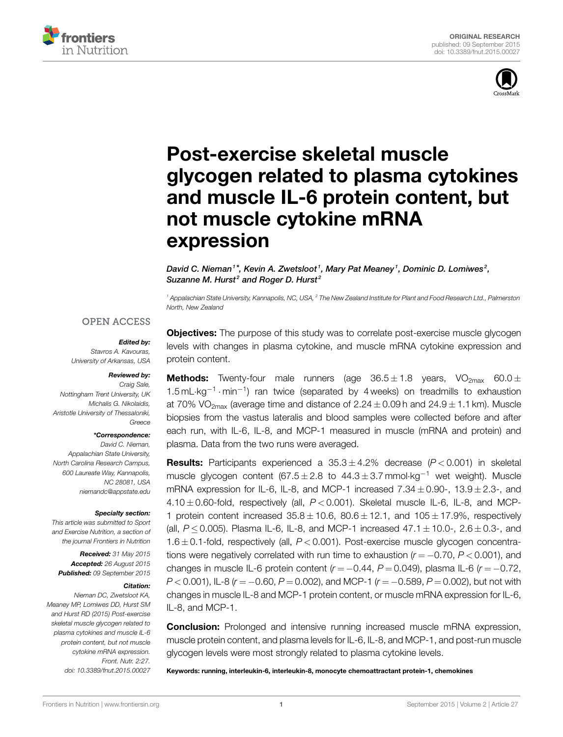ORIGINAL RESEARCH
published: 09 September 2015
doi: 10.3389/fnut.2015.00027

# Post-exercise skeletal muscle glycogen related to plasma cytokines and muscle IL-6 protein content, but not muscle cytokine mRNA expression

*David C. Nieman[1]*, Kevin A. Zwetsloot[1], Mary Pat Meaney[1], Dominic D. Lomiwes[2], Suzanne M. Hurst[2] and Roger D. Hurst[2]*

[1] Appalachian State University, Kannapolis, NC, USA, [2] The New Zealand Institute for Plant and Food Research Ltd., Palmerston North, New Zealand

OPEN ACCESS

***Edited by:***
*Stavros A. Kavouras, University of Arkansas, USA*

***Reviewed by:***
*Craig Sale, Nottingham Trent University, UK*
*Michalis G. Nikolaidis, Aristotle University of Thessaloniki, Greece*

***\*Correspondence:***
*David C. Nieman, Appalachian State University, North Carolina Research Campus, 600 Laureate Way, Kannapolis, NC 28081, USA*
*niemandc@appstate.edu*

***Specialty section:***
*This article was submitted to Sport and Exercise Nutrition, a section of the journal Frontiers in Nutrition*

***Received:*** *31 May 2015*
***Accepted:*** *26 August 2015*
***Published:*** *09 September 2015*

***Citation:***
*Nieman DC, Zwetsloot KA, Meaney MP, Lomiwes DD, Hurst SM and Hurst RD (2015) Post-exercise skeletal muscle glycogen related to plasma cytokines and muscle IL-6 protein content, but not muscle cytokine mRNA expression. Front. Nutr. 2:27. doi: 10.3389/fnut.2015.00027*

**Objectives:** The purpose of this study was to correlate post-exercise muscle glycogen levels with changes in plasma cytokine, and muscle mRNA cytokine expression and protein content.

**Methods:** Twenty-four male runners (age $36.5 \pm 1.8$ years, $VO_{2max}$ $60.0 \pm 1.5\,mL \cdot kg^{-1} \cdot min^{-1}$) ran twice (separated by 4 weeks) on treadmills to exhaustion at 70% $VO_{2max}$ (average time and distance of $2.24 \pm 0.09$ h and $24.9 \pm 1.1$ km). Muscle biopsies from the vastus lateralis and blood samples were collected before and after each run, with IL-6, IL-8, and MCP-1 measured in muscle (mRNA and protein) and plasma. Data from the two runs were averaged.

**Results:** Participants experienced a $35.3 \pm 4.2\%$ decrease ($P < 0.001$) in skeletal muscle glycogen content ($67.5 \pm 2.8$ to $44.3 \pm 3.7\,mmol \cdot kg^{-1}$ wet weight). Muscle mRNA expression for IL-6, IL-8, and MCP-1 increased $7.34 \pm 0.90$-, $13.9 \pm 2.3$-, and $4.10 \pm 0.60$-fold, respectively (all, $P < 0.001$). Skeletal muscle IL-6, IL-8, and MCP-1 protein content increased $35.8 \pm 10.6$, $80.6 \pm 12.1$, and $105 \pm 17.9\%$, respectively (all, $P \leq 0.005$). Plasma IL-6, IL-8, and MCP-1 increased $47.1 \pm 10.0$-, $2.6 \pm 0.3$-, and $1.6 \pm 0.1$-fold, respectively (all, $P < 0.001$). Post-exercise muscle glycogen concentrations were negatively correlated with run time to exhaustion ($r = -0.70$, $P < 0.001$), and changes in muscle IL-6 protein content ($r = -0.44$, $P = 0.049$), plasma IL-6 ($r = -0.72$, $P < 0.001$), IL-8 ($r = -0.60$, $P = 0.002$), and MCP-1 ($r = -0.589$, $P = 0.002$), but not with changes in muscle IL-8 and MCP-1 protein content, or muscle mRNA expression for IL-6, IL-8, and MCP-1.

**Conclusion:** Prolonged and intensive running increased muscle mRNA expression, muscle protein content, and plasma levels for IL-6, IL-8, and MCP-1, and post-run muscle glycogen levels were most strongly related to plasma cytokine levels.

**Keywords: running, interleukin-6, interleukin-8, monocyte chemoattractant protein-1, chemokines**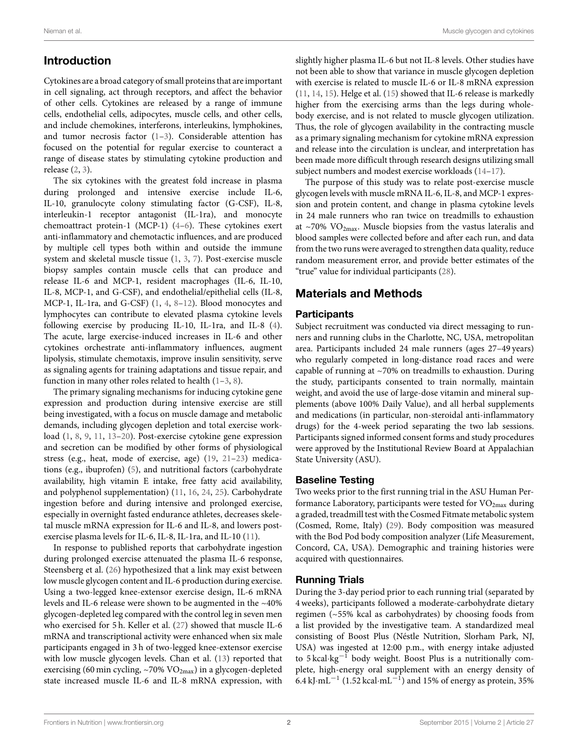## Introduction

Cytokines are a broad category of small proteins that are important in cell signaling, act through receptors, and affect the behavior of other cells. Cytokines are released by a range of immune cells, endothelial cells, adipocytes, muscle cells, and other cells, and include chemokines, interferons, interleukins, lymphokines, and tumor necrosis factor (1–3). Considerable attention has focused on the potential for regular exercise to counteract a range of disease states by stimulating cytokine production and release (2, 3).

The six cytokines with the greatest fold increase in plasma during prolonged and intensive exercise include IL-6, IL-10, granulocyte colony stimulating factor (G-CSF), IL-8, interleukin-1 receptor antagonist (IL-1ra), and monocyte chemoattract protein-1 (MCP-1) (4–6). These cytokines exert anti-inflammatory and chemotactic influences, and are produced by multiple cell types both within and outside the immune system and skeletal muscle tissue (1, 3, 7). Post-exercise muscle biopsy samples contain muscle cells that can produce and release IL-6 and MCP-1, resident macrophages (IL-6, IL-10, IL-8, MCP-1, and G-CSF), and endothelial/epithelial cells (IL-8, MCP-1, IL-1ra, and G-CSF) (1, 4, 8–12). Blood monocytes and lymphocytes can contribute to elevated plasma cytokine levels following exercise by producing IL-10, IL-1ra, and IL-8 (4). The acute, large exercise-induced increases in IL-6 and other cytokines orchestrate anti-inflammatory influences, augment lipolysis, stimulate chemotaxis, improve insulin sensitivity, serve as signaling agents for training adaptations and tissue repair, and function in many other roles related to health (1–3, 8).

The primary signaling mechanisms for inducing cytokine gene expression and production during intensive exercise are still being investigated, with a focus on muscle damage and metabolic demands, including glycogen depletion and total exercise workload (1, 8, 9, 11, 13–20). Post-exercise cytokine gene expression and secretion can be modified by other forms of physiological stress (e.g., heat, mode of exercise, age) (19, 21–23) medications (e.g., ibuprofen) (5), and nutritional factors (carbohydrate availability, high vitamin E intake, free fatty acid availability, and polyphenol supplementation) (11, 16, 24, 25). Carbohydrate ingestion before and during intensive and prolonged exercise, especially in overnight fasted endurance athletes, decreases skeletal muscle mRNA expression for IL-6 and IL-8, and lowers post-exercise plasma levels for IL-6, IL-8, IL-1ra, and IL-10 (11).

In response to published reports that carbohydrate ingestion during prolonged exercise attenuated the plasma IL-6 response, Steensberg et al. (26) hypothesized that a link may exist between low muscle glycogen content and IL-6 production during exercise. Using a two-legged knee-extensor exercise design, IL-6 mRNA levels and IL-6 release were shown to be augmented in the ~40% glycogen-depleted leg compared with the control leg in seven men who exercised for 5 h. Keller et al. (27) showed that muscle IL-6 mRNA and transcriptional activity were enhanced when six male participants engaged in 3 h of two-legged knee-extensor exercise with low muscle glycogen levels. Chan et al. (13) reported that exercising (60 min cycling, ~70% $VO_{2max}$) in a glycogen-depleted state increased muscle IL-6 and IL-8 mRNA expression, with slightly higher plasma IL-6 but not IL-8 levels. Other studies have not been able to show that variance in muscle glycogen depletion with exercise is related to muscle IL-6 or IL-8 mRNA expression (11, 14, 15). Helge et al. (15) showed that IL-6 release is markedly higher from the exercising arms than the legs during whole-body exercise, and is not related to muscle glycogen utilization. Thus, the role of glycogen availability in the contracting muscle as a primary signaling mechanism for cytokine mRNA expression and release into the circulation is unclear, and interpretation has been made more difficult through research designs utilizing small subject numbers and modest exercise workloads (14–17).

The purpose of this study was to relate post-exercise muscle glycogen levels with muscle mRNA IL-6, IL-8, and MCP-1 expression and protein content, and change in plasma cytokine levels in 24 male runners who ran twice on treadmills to exhaustion at ~70% $VO_{2max}$. Muscle biopsies from the vastus lateralis and blood samples were collected before and after each run, and data from the two runs were averaged to strengthen data quality, reduce random measurement error, and provide better estimates of the "true" value for individual participants (28).

## Materials and Methods

### Participants

Subject recruitment was conducted via direct messaging to runners and running clubs in the Charlotte, NC, USA, metropolitan area. Participants included 24 male runners (ages 27–49 years) who regularly competed in long-distance road races and were capable of running at ~70% on treadmills to exhaustion. During the study, participants consented to train normally, maintain weight, and avoid the use of large-dose vitamin and mineral supplements (above 100% Daily Value), and all herbal supplements and medications (in particular, non-steroidal anti-inflammatory drugs) for the 4-week period separating the two lab sessions. Participants signed informed consent forms and study procedures were approved by the Institutional Review Board at Appalachian State University (ASU).

### Baseline Testing

Two weeks prior to the first running trial in the ASU Human Performance Laboratory, participants were tested for $VO_{2max}$ during a graded, treadmill test with the Cosmed Fitmate metabolic system (Cosmed, Rome, Italy) (29). Body composition was measured with the Bod Pod body composition analyzer (Life Measurement, Concord, CA, USA). Demographic and training histories were acquired with questionnaires.

### Running Trials

During the 3-day period prior to each running trial (separated by 4 weeks), participants followed a moderate-carbohydrate dietary regimen (~55% kcal as carbohydrates) by choosing foods from a list provided by the investigative team. A standardized meal consisting of Boost Plus (Néstle Nutrition, Slorham Park, NJ, USA) was ingested at 12:00 p.m., with energy intake adjusted to 5 $kcal{\cdot}kg^{-1}$ body weight. Boost Plus is a nutritionally complete, high-energy oral supplement with an energy density of 6.4 $kJ{\cdot}mL^{-1}$ (1.52 $kcal{\cdot}mL^{-1}$) and 15% of energy as protein, 35%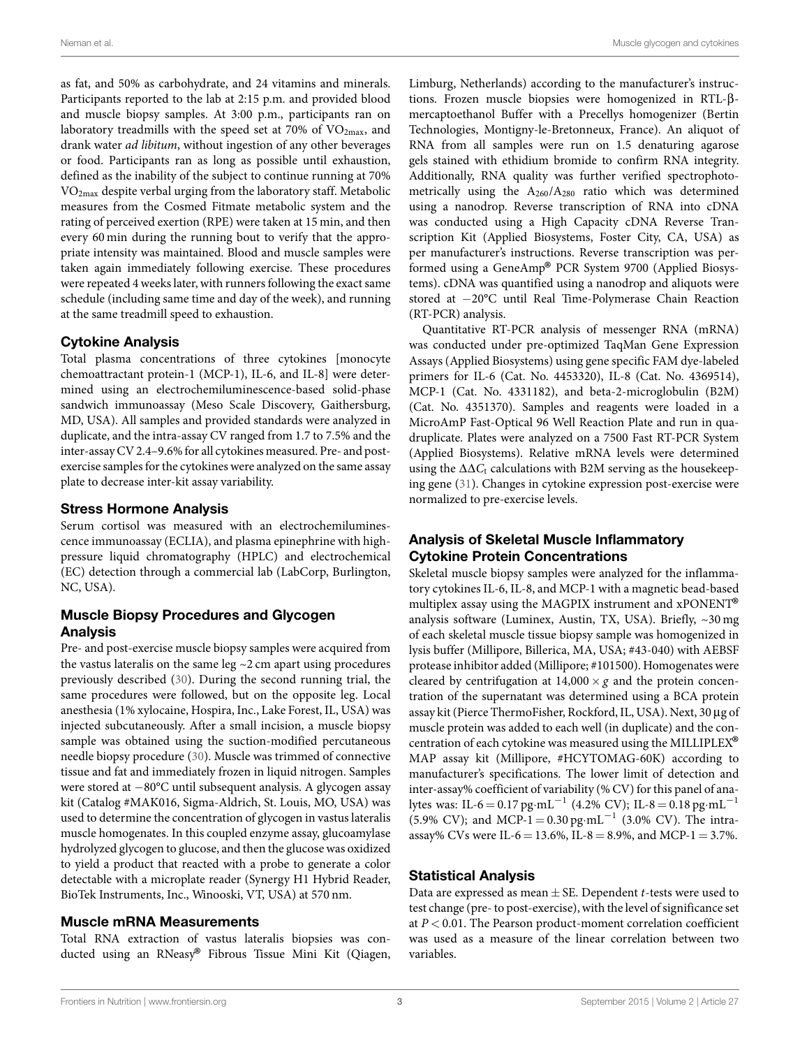as fat, and 50% as carbohydrate, and 24 vitamins and minerals. Participants reported to the lab at 2:15 p.m. and provided blood and muscle biopsy samples. At 3:00 p.m., participants ran on laboratory treadmills with the speed set at 70% of $VO_{2max}$, and drank water *ad libitum*, without ingestion of any other beverages or food. Participants ran as long as possible until exhaustion, defined as the inability of the subject to continue running at 70% $VO_{2max}$ despite verbal urging from the laboratory staff. Metabolic measures from the Cosmed Fitmate metabolic system and the rating of perceived exertion (RPE) were taken at 15 min, and then every 60 min during the running bout to verify that the appropriate intensity was maintained. Blood and muscle samples were taken again immediately following exercise. These procedures were repeated 4 weeks later, with runners following the exact same schedule (including same time and day of the week), and running at the same treadmill speed to exhaustion.

## Cytokine Analysis

Total plasma concentrations of three cytokines [monocyte chemoattractant protein-1 (MCP-1), IL-6, and IL-8] were determined using an electrochemiluminescence-based solid-phase sandwich immunoassay (Meso Scale Discovery, Gaithersburg, MD, USA). All samples and provided standards were analyzed in duplicate, and the intra-assay CV ranged from 1.7 to 7.5% and the inter-assay CV 2.4–9.6% for all cytokines measured. Pre- and post-exercise samples for the cytokines were analyzed on the same assay plate to decrease inter-kit assay variability.

## Stress Hormone Analysis

Serum cortisol was measured with an electrochemiluminescence immunoassay (ECLIA), and plasma epinephrine with high-pressure liquid chromatography (HPLC) and electrochemical (EC) detection through a commercial lab (LabCorp, Burlington, NC, USA).

## Muscle Biopsy Procedures and Glycogen Analysis

Pre- and post-exercise muscle biopsy samples were acquired from the vastus lateralis on the same leg ~2 cm apart using procedures previously described (30). During the second running trial, the same procedures were followed, but on the opposite leg. Local anesthesia (1% xylocaine, Hospira, Inc., Lake Forest, IL, USA) was injected subcutaneously. After a small incision, a muscle biopsy sample was obtained using the suction-modified percutaneous needle biopsy procedure (30). Muscle was trimmed of connective tissue and fat and immediately frozen in liquid nitrogen. Samples were stored at −80°C until subsequent analysis. A glycogen assay kit (Catalog #MAK016, Sigma-Aldrich, St. Louis, MO, USA) was used to determine the concentration of glycogen in vastus lateralis muscle homogenates. In this coupled enzyme assay, glucoamylase hydrolyzed glycogen to glucose, and then the glucose was oxidized to yield a product that reacted with a probe to generate a color detectable with a microplate reader (Synergy H1 Hybrid Reader, BioTek Instruments, Inc., Winooski, VT, USA) at 570 nm.

## Muscle mRNA Measurements

Total RNA extraction of vastus lateralis biopsies was conducted using an RNeasy® Fibrous Tissue Mini Kit (Qiagen, Limburg, Netherlands) according to the manufacturer's instructions. Frozen muscle biopsies were homogenized in RTL-β-mercaptoethanol Buffer with a Precellys homogenizer (Bertin Technologies, Montigny-le-Bretonneux, France). An aliquot of RNA from all samples were run on 1.5 denaturing agarose gels stained with ethidium bromide to confirm RNA integrity. Additionally, RNA quality was further verified spectrophotometrically using the $A_{260}/A_{280}$ ratio which was determined using a nanodrop. Reverse transcription of RNA into cDNA was conducted using a High Capacity cDNA Reverse Transcription Kit (Applied Biosystems, Foster City, CA, USA) as per manufacturer's instructions. Reverse transcription was performed using a GeneAmp® PCR System 9700 (Applied Biosystems). cDNA was quantified using a nanodrop and aliquots were stored at −20°C until Real Time-Polymerase Chain Reaction (RT-PCR) analysis.

Quantitative RT-PCR analysis of messenger RNA (mRNA) was conducted under pre-optimized TaqMan Gene Expression Assays (Applied Biosystems) using gene specific FAM dye-labeled primers for IL-6 (Cat. No. 4453320), IL-8 (Cat. No. 4369514), MCP-1 (Cat. No. 4331182), and beta-2-microglobulin (B2M) (Cat. No. 4351370). Samples and reagents were loaded in a MicroAmP Fast-Optical 96 Well Reaction Plate and run in quadruplicate. Plates were analyzed on a 7500 Fast RT-PCR System (Applied Biosystems). Relative mRNA levels were determined using the $\Delta\Delta C_t$ calculations with B2M serving as the housekeeping gene (31). Changes in cytokine expression post-exercise were normalized to pre-exercise levels.

## Analysis of Skeletal Muscle Inflammatory Cytokine Protein Concentrations

Skeletal muscle biopsy samples were analyzed for the inflammatory cytokines IL-6, IL-8, and MCP-1 with a magnetic bead-based multiplex assay using the MAGPIX instrument and xPONENT® analysis software (Luminex, Austin, TX, USA). Briefly, ~30 mg of each skeletal muscle tissue biopsy sample was homogenized in lysis buffer (Millipore, Billerica, MA, USA; #43-040) with AEBSF protease inhibitor added (Millipore; #101500). Homogenates were cleared by centrifugation at 14,000 × *g* and the protein concentration of the supernatant was determined using a BCA protein assay kit (Pierce ThermoFisher, Rockford, IL, USA). Next, 30 μg of muscle protein was added to each well (in duplicate) and the concentration of each cytokine was measured using the MILLIPLEX® MAP assay kit (Millipore, #HCYTOMAG-60K) according to manufacturer's specifications. The lower limit of detection and inter-assay% coefficient of variability (% CV) for this panel of analytes was: IL-6 = 0.17 $pg \cdot mL^{-1}$ (4.2% CV); IL-8 = 0.18 $pg \cdot mL^{-1}$ (5.9% CV); and MCP-1 = 0.30 $pg \cdot mL^{-1}$ (3.0% CV). The intra-assay% CVs were IL-6 = 13.6%, IL-8 = 8.9%, and MCP-1 = 3.7%.

## Statistical Analysis

Data are expressed as mean ± SE. Dependent *t*-tests were used to test change (pre- to post-exercise), with the level of significance set at $P < 0.01$. The Pearson product-moment correlation coefficient was used as a measure of the linear correlation between two variables.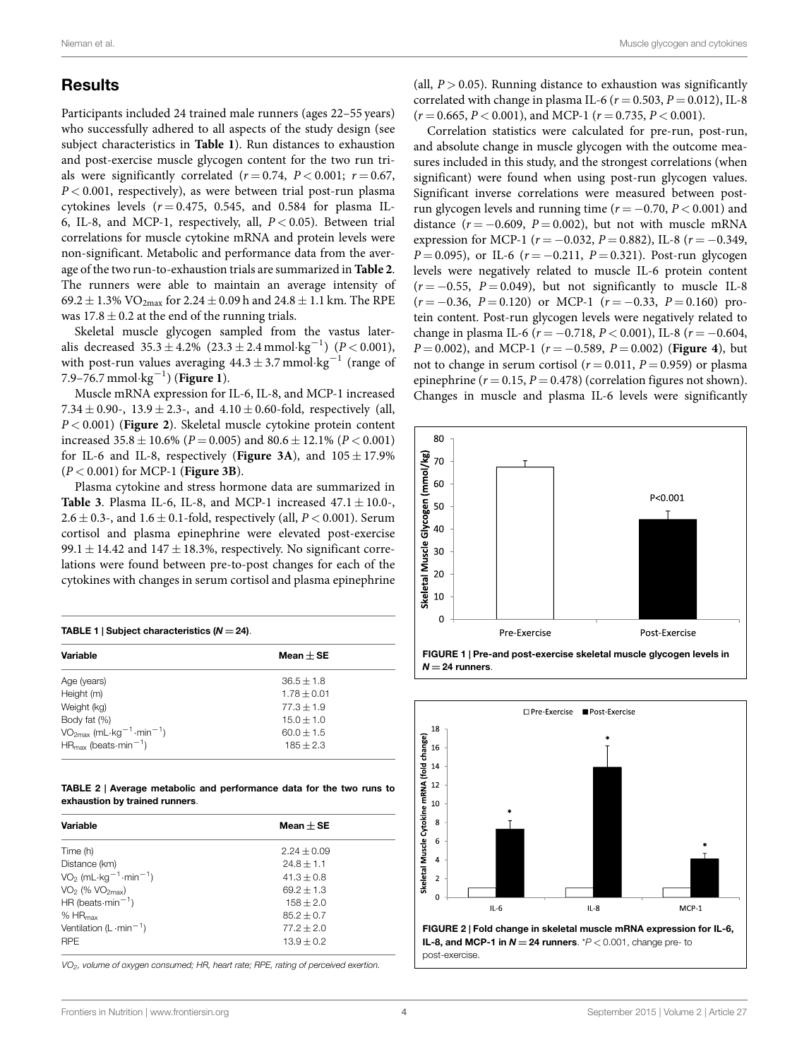## Results

Participants included 24 trained male runners (ages 22–55 years) who successfully adhered to all aspects of the study design (see subject characteristics in **Table 1**). Run distances to exhaustion and post-exercise muscle glycogen content for the two run trials were significantly correlated ($r = 0.74$, $P < 0.001$; $r = 0.67$, $P < 0.001$, respectively), as were between trial post-run plasma cytokines levels ($r = 0.475$, 0.545, and 0.584 for plasma IL-6, IL-8, and MCP-1, respectively, all, $P < 0.05$). Between trial correlations for muscle cytokine mRNA and protein levels were non-significant. Metabolic and performance data from the average of the two run-to-exhaustion trials are summarized in **Table 2**. The runners were able to maintain an average intensity of 69.2 ± 1.3% $VO_{2max}$ for 2.24 ± 0.09 h and 24.8 ± 1.1 km. The RPE was 17.8 ± 0.2 at the end of the running trials.

Skeletal muscle glycogen sampled from the vastus lateralis decreased 35.3 ± 4.2% (23.3 ± 2.4 $mmol{\cdot}kg^{-1}$) ($P < 0.001$), with post-run values averaging 44.3 ± 3.7 $mmol{\cdot}kg^{-1}$ (range of 7.9–76.7 $mmol{\cdot}kg^{-1}$) (**Figure 1**).

Muscle mRNA expression for IL-6, IL-8, and MCP-1 increased 7.34 ± 0.90-, 13.9 ± 2.3-, and 4.10 ± 0.60-fold, respectively (all, $P < 0.001$) (**Figure 2**). Skeletal muscle cytokine protein content increased 35.8 ± 10.6% ($P = 0.005$) and 80.6 ± 12.1% ($P < 0.001$) for IL-6 and IL-8, respectively (**Figure 3A**), and 105 ± 17.9% ($P < 0.001$) for MCP-1 (**Figure 3B**).

Plasma cytokine and stress hormone data are summarized in **Table 3**. Plasma IL-6, IL-8, and MCP-1 increased 47.1 ± 10.0-, 2.6 ± 0.3-, and 1.6 ± 0.1-fold, respectively (all, $P < 0.001$). Serum cortisol and plasma epinephrine were elevated post-exercise 99.1 ± 14.42 and 147 ± 18.3%, respectively. No significant correlations were found between pre-to-post changes for each of the cytokines with changes in serum cortisol and plasma epinephrine (all, $P > 0.05$). Running distance to exhaustion was significantly correlated with change in plasma IL-6 ($r = 0.503$, $P = 0.012$), IL-8 ($r = 0.665$, $P < 0.001$), and MCP-1 ($r = 0.735$, $P < 0.001$).

Correlation statistics were calculated for pre-run, post-run, and absolute change in muscle glycogen with the outcome measures included in this study, and the strongest correlations (when significant) were found when using post-run glycogen values. Significant inverse correlations were measured between post-run glycogen levels and running time ($r = -0.70$, $P < 0.001$) and distance ($r = -0.609$, $P = 0.002$), but not with muscle mRNA expression for MCP-1 ($r = -0.032$, $P = 0.882$), IL-8 ($r = -0.349$, $P = 0.095$), or IL-6 ($r = -0.211$, $P = 0.321$). Post-run glycogen levels were negatively related to muscle IL-6 protein content ($r = -0.55$, $P = 0.049$), but not significantly to muscle IL-8 ($r = -0.36$, $P = 0.120$) or MCP-1 ($r = -0.33$, $P = 0.160$) protein content. Post-run glycogen levels were negatively related to change in plasma IL-6 ($r = -0.718$, $P < 0.001$), IL-8 ($r = -0.604$, $P = 0.002$), and MCP-1 ($r = -0.589$, $P = 0.002$) (**Figure 4**), but not to change in serum cortisol ($r = 0.011$, $P = 0.959$) or plasma epinephrine ($r = 0.15$, $P = 0.478$) (correlation figures not shown). Changes in muscle and plasma IL-6 levels were significantly

**TABLE 1 | Subject characteristics ($N = 24$).**

| Variable | Mean ± SE |
|---|---|
| Age (years) | 36.5 ± 1.8 |
| Height (m) | 1.78 ± 0.01 |
| Weight (kg) | 77.3 ± 1.9 |
| Body fat (%) | 15.0 ± 1.0 |
| $VO_{2max}$ ($mL{\cdot}kg^{-1}{\cdot}min^{-1}$) | 60.0 ± 1.5 |
| $HR_{max}$ ($beats{\cdot}min^{-1}$) | 185 ± 2.3 |

**TABLE 2 | Average metabolic and performance data for the two runs to exhaustion by trained runners.**

| Variable | Mean ± SE |
|---|---|
| Time (h) | 2.24 ± 0.09 |
| Distance (km) | 24.8 ± 1.1 |
| $VO_2$ ($mL{\cdot}kg^{-1}{\cdot}min^{-1}$) | 41.3 ± 0.8 |
| $VO_2$ (% $VO_{2max}$) | 69.2 ± 1.3 |
| HR ($beats{\cdot}min^{-1}$) | 158 ± 2.0 |
| % $HR_{max}$ | 85.2 ± 0.7 |
| Ventilation ($L{\cdot}min^{-1}$) | 77.2 ± 2.0 |
| RPE | 13.9 ± 0.2 |

*$VO_2$, volume of oxygen consumed; HR, heart rate; RPE, rating of perceived exertion.*

**FIGURE 1 | Pre-and post-exercise skeletal muscle glycogen levels in $N = 24$ runners.**

**FIGURE 2 | Fold change in skeletal muscle mRNA expression for IL-6, IL-8, and MCP-1 in $N = 24$ runners.** *$P < 0.001$, change pre- to post-exercise.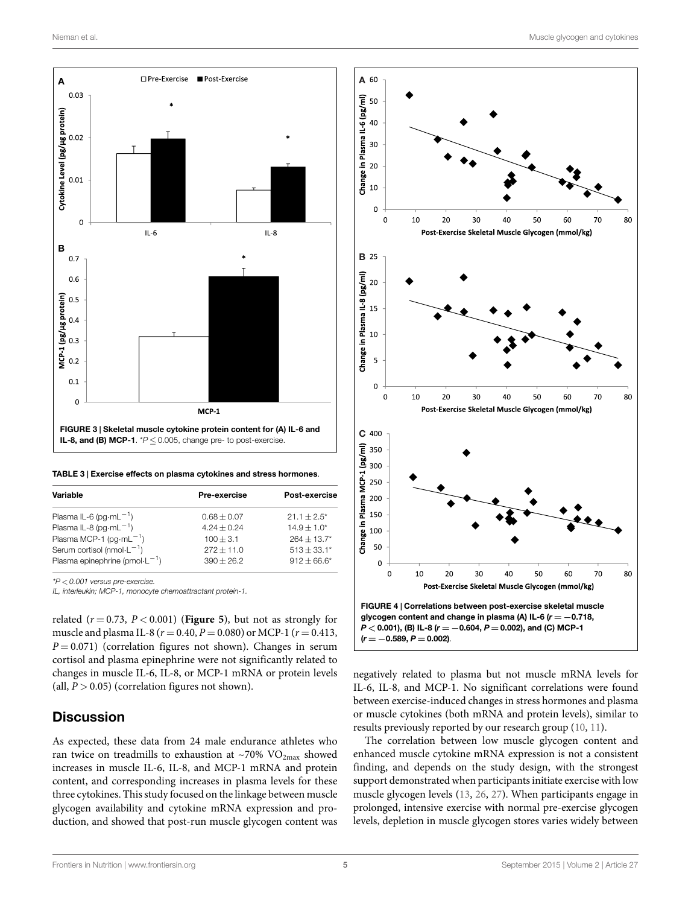FIGURE 3 | Skeletal muscle cytokine protein content for (A) IL-6 and IL-8, and (B) MCP-1. *$P \leq 0.005$, change pre- to post-exercise.

TABLE 3 | Exercise effects on plasma cytokines and stress hormones.

| Variable | Pre-exercise | Post-exercise |
| --- | --- | --- |
| Plasma IL-6 ($\text{pg}\cdot\text{mL}^{-1}$) | $0.68 \pm 0.07$ | $21.1 \pm 2.5$* |
| Plasma IL-8 ($\text{pg}\cdot\text{mL}^{-1}$) | $4.24 \pm 0.24$ | $14.9 \pm 1.0$* |
| Plasma MCP-1 ($\text{pg}\cdot\text{mL}^{-1}$) | $100 \pm 3.1$ | $264 \pm 13.7$* |
| Serum cortisol ($\text{nmol}\cdot\text{L}^{-1}$) | $272 \pm 11.0$ | $513 \pm 33.1$* |
| Plasma epinephrine ($\text{pmol}\cdot\text{L}^{-1}$) | $390 \pm 26.2$ | $912 \pm 66.6$* |

*$P < 0.001$ versus pre-exercise.
IL, interleukin; MCP-1, monocyte chemoattractant protein-1.

related ($r = 0.73$, $P < 0.001$) (**Figure 5**), but not as strongly for muscle and plasma IL-8 ($r = 0.40$, $P = 0.080$) or MCP-1 ($r = 0.413$, $P = 0.071$) (correlation figures not shown). Changes in serum cortisol and plasma epinephrine were not significantly related to changes in muscle IL-6, IL-8, or MCP-1 mRNA or protein levels (all, $P > 0.05$) (correlation figures not shown).

FIGURE 4 | Correlations between post-exercise skeletal muscle glycogen content and change in plasma (A) IL-6 ($r = -0.718$, $P < 0.001$), (B) IL-8 ($r = -0.604$, $P = 0.002$), and (C) MCP-1 ($r = -0.589$, $P = 0.002$).

## Discussion

As expected, these data from 24 male endurance athletes who ran twice on treadmills to exhaustion at ~70% $\text{VO}_{2\text{max}}$ showed increases in muscle IL-6, IL-8, and MCP-1 mRNA and protein content, and corresponding increases in plasma levels for these three cytokines. This study focused on the linkage between muscle glycogen availability and cytokine mRNA expression and production, and showed that post-run muscle glycogen content was negatively related to plasma but not muscle mRNA levels for IL-6, IL-8, and MCP-1. No significant correlations were found between exercise-induced changes in stress hormones and plasma or muscle cytokines (both mRNA and protein levels), similar to results previously reported by our research group (10, 11).

The correlation between low muscle glycogen content and enhanced muscle cytokine mRNA expression is not a consistent finding, and depends on the study design, with the strongest support demonstrated when participants initiate exercise with low muscle glycogen levels (13, 26, 27). When participants engage in prolonged, intensive exercise with normal pre-exercise glycogen levels, depletion in muscle glycogen stores varies widely between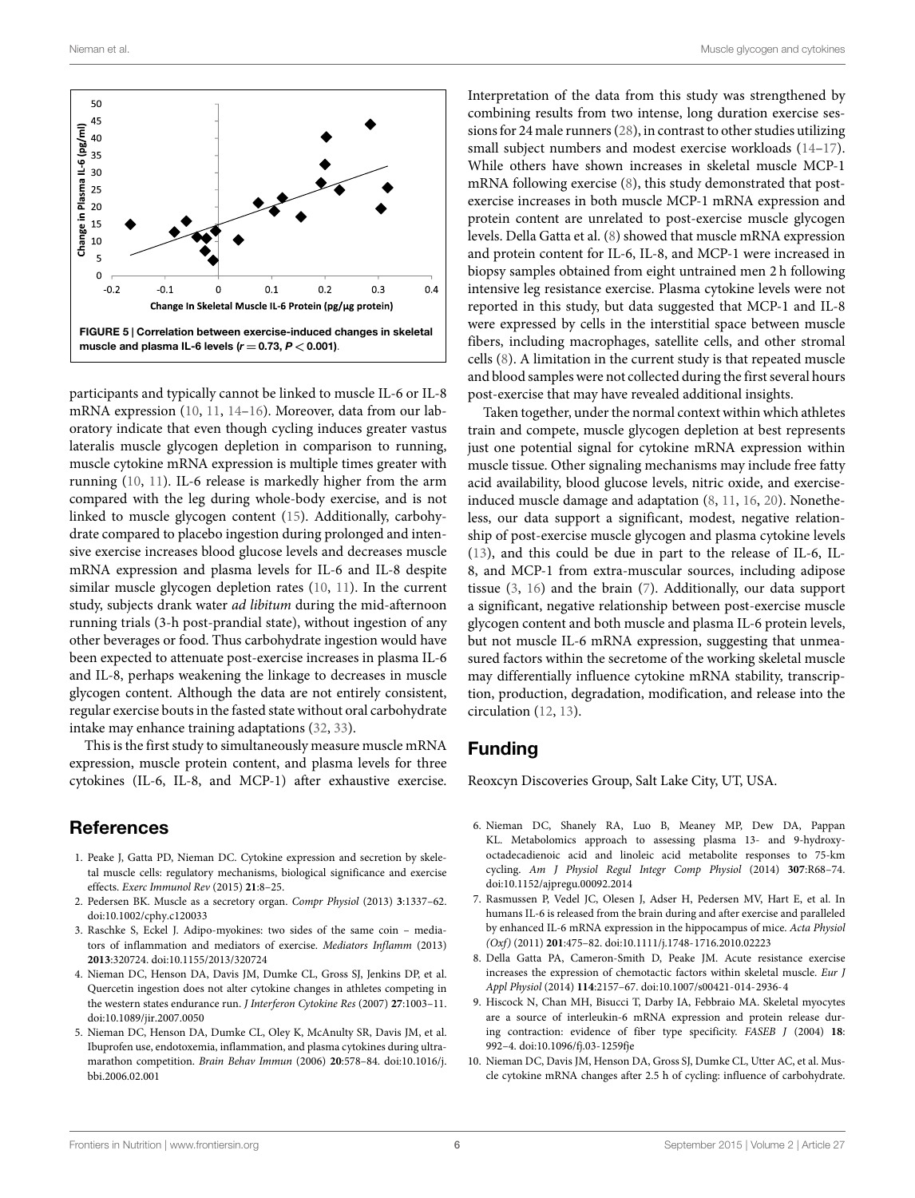FIGURE 5 | Correlation between exercise-induced changes in skeletal muscle and plasma IL-6 levels ($r = 0.73$, $P < 0.001$).

participants and typically cannot be linked to muscle IL-6 or IL-8 mRNA expression (10, 11, 14–16). Moreover, data from our laboratory indicate that even though cycling induces greater vastus lateralis muscle glycogen depletion in comparison to running, muscle cytokine mRNA expression is multiple times greater with running (10, 11). IL-6 release is markedly higher from the arm compared with the leg during whole-body exercise, and is not linked to muscle glycogen content (15). Additionally, carbohydrate compared to placebo ingestion during prolonged and intensive exercise increases blood glucose levels and decreases muscle mRNA expression and plasma levels for IL-6 and IL-8 despite similar muscle glycogen depletion rates (10, 11). In the current study, subjects drank water *ad libitum* during the mid-afternoon running trials (3-h post-prandial state), without ingestion of any other beverages or food. Thus carbohydrate ingestion would have been expected to attenuate post-exercise increases in plasma IL-6 and IL-8, perhaps weakening the linkage to decreases in muscle glycogen content. Although the data are not entirely consistent, regular exercise bouts in the fasted state without oral carbohydrate intake may enhance training adaptations (32, 33).

This is the first study to simultaneously measure muscle mRNA expression, muscle protein content, and plasma levels for three cytokines (IL-6, IL-8, and MCP-1) after exhaustive exercise. Interpretation of the data from this study was strengthened by combining results from two intense, long duration exercise sessions for 24 male runners (28), in contrast to other studies utilizing small subject numbers and modest exercise workloads (14–17). While others have shown increases in skeletal muscle MCP-1 mRNA following exercise (8), this study demonstrated that post-exercise increases in both muscle MCP-1 mRNA expression and protein content are unrelated to post-exercise muscle glycogen levels. Della Gatta et al. (8) showed that muscle mRNA expression and protein content for IL-6, IL-8, and MCP-1 were increased in biopsy samples obtained from eight untrained men 2 h following intensive leg resistance exercise. Plasma cytokine levels were not reported in this study, but data suggested that MCP-1 and IL-8 were expressed by cells in the interstitial space between muscle fibers, including macrophages, satellite cells, and other stromal cells (8). A limitation in the current study is that repeated muscle and blood samples were not collected during the first several hours post-exercise that may have revealed additional insights.

Taken together, under the normal context within which athletes train and compete, muscle glycogen depletion at best represents just one potential signal for cytokine mRNA expression within muscle tissue. Other signaling mechanisms may include free fatty acid availability, blood glucose levels, nitric oxide, and exercise-induced muscle damage and adaptation (8, 11, 16, 20). Nonetheless, our data support a significant, modest, negative relationship of post-exercise muscle glycogen and plasma cytokine levels (13), and this could be due in part to the release of IL-6, IL-8, and MCP-1 from extra-muscular sources, including adipose tissue (3, 16) and the brain (7). Additionally, our data support a significant, negative relationship between post-exercise muscle glycogen content and both muscle and plasma IL-6 protein levels, but not muscle IL-6 mRNA expression, suggesting that unmeasured factors within the secretome of the working skeletal muscle may differentially influence cytokine mRNA stability, transcription, production, degradation, modification, and release into the circulation (12, 13).

## Funding

Reoxcyn Discoveries Group, Salt Lake City, UT, USA.

## References

1. Peake J, Gatta PD, Nieman DC. Cytokine expression and secretion by skeletal muscle cells: regulatory mechanisms, biological significance and exercise effects. *Exerc Immunol Rev* (2015) **21**:8–25.
2. Pedersen BK. Muscle as a secretory organ. *Compr Physiol* (2013) **3**:1337–62. doi:10.1002/cphy.c120033
3. Raschke S, Eckel J. Adipo-myokines: two sides of the same coin – mediators of inflammation and mediators of exercise. *Mediators Inflamm* (2013) **2013**:320724. doi:10.1155/2013/320724
4. Nieman DC, Henson DA, Davis JM, Dumke CL, Gross SJ, Jenkins DP, et al. Quercetin ingestion does not alter cytokine changes in athletes competing in the western states endurance run. *J Interferon Cytokine Res* (2007) **27**:1003–11. doi:10.1089/jir.2007.0050
5. Nieman DC, Henson DA, Dumke CL, Oley K, McAnulty SR, Davis JM, et al. Ibuprofen use, endotoxemia, inflammation, and plasma cytokines during ultramarathon competition. *Brain Behav Immun* (2006) **20**:578–84. doi:10.1016/j.bbi.2006.02.001
6. Nieman DC, Shanely RA, Luo B, Meaney MP, Dew DA, Pappan KL. Metabolomics approach to assessing plasma 13- and 9-hydroxy-octadecadienoic acid and linoleic acid metabolite responses to 75-km cycling. *Am J Physiol Regul Integr Comp Physiol* (2014) **307**:R68–74. doi:10.1152/ajpregu.00092.2014
7. Rasmussen P, Vedel JC, Olesen J, Adser H, Pedersen MV, Hart E, et al. In humans IL-6 is released from the brain during and after exercise and paralleled by enhanced IL-6 mRNA expression in the hippocampus of mice. *Acta Physiol (Oxf)* (2011) **201**:475–82. doi:10.1111/j.1748-1716.2010.02223
8. Della Gatta PA, Cameron-Smith D, Peake JM. Acute resistance exercise increases the expression of chemotactic factors within skeletal muscle. *Eur J Appl Physiol* (2014) **114**:2157–67. doi:10.1007/s00421-014-2936-4
9. Hiscock N, Chan MH, Bisucci T, Darby IA, Febbraio MA. Skeletal myocytes are a source of interleukin-6 mRNA expression and protein release during contraction: evidence of fiber type specificity. *FASEB J* (2004) **18**: 992–4. doi:10.1096/fj.03-1259fje
10. Nieman DC, Davis JM, Henson DA, Gross SJ, Dumke CL, Utter AC, et al. Muscle cytokine mRNA changes after 2.5 h of cycling: influence of carbohydrate.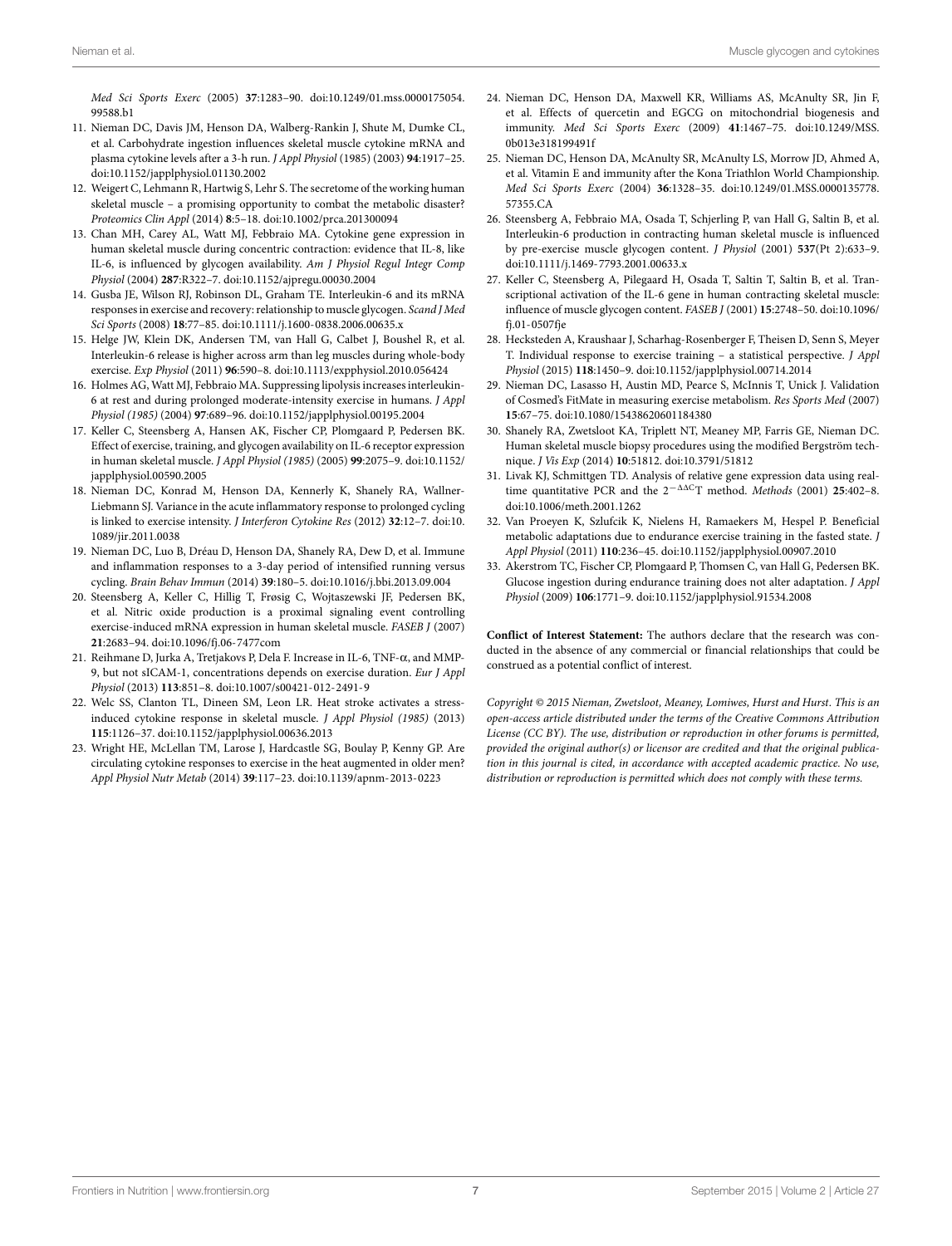*Med Sci Sports Exerc* (2005) **37**:1283–90. doi:10.1249/01.mss.0000175054.99588.b1

11. Nieman DC, Davis JM, Henson DA, Walberg-Rankin J, Shute M, Dumke CL, et al. Carbohydrate ingestion influences skeletal muscle cytokine mRNA and plasma cytokine levels after a 3-h run. *J Appl Physiol* (1985) (2003) **94**:1917–25. doi:10.1152/japplphysiol.01130.2002
12. Weigert C, Lehmann R, Hartwig S, Lehr S. The secretome of the working human skeletal muscle – a promising opportunity to combat the metabolic disaster? *Proteomics Clin Appl* (2014) **8**:5–18. doi:10.1002/prca.201300094
13. Chan MH, Carey AL, Watt MJ, Febbraio MA. Cytokine gene expression in human skeletal muscle during concentric contraction: evidence that IL-8, like IL-6, is influenced by glycogen availability. *Am J Physiol Regul Integr Comp Physiol* (2004) **287**:R322–7. doi:10.1152/ajpregu.00030.2004
14. Gusba JE, Wilson RJ, Robinson DL, Graham TE. Interleukin-6 and its mRNA responses in exercise and recovery: relationship to muscle glycogen. *Scand J Med Sci Sports* (2008) **18**:77–85. doi:10.1111/j.1600-0838.2006.00635.x
15. Helge JW, Klein DK, Andersen TM, van Hall G, Calbet J, Boushel R, et al. Interleukin-6 release is higher across arm than leg muscles during whole-body exercise. *Exp Physiol* (2011) **96**:590–8. doi:10.1113/expphysiol.2010.056424
16. Holmes AG, Watt MJ, Febbraio MA. Suppressing lipolysis increases interleukin-6 at rest and during prolonged moderate-intensity exercise in humans. *J Appl Physiol (1985)* (2004) **97**:689–96. doi:10.1152/japplphysiol.00195.2004
17. Keller C, Steensberg A, Hansen AK, Fischer CP, Plomgaard P, Pedersen BK. Effect of exercise, training, and glycogen availability on IL-6 receptor expression in human skeletal muscle. *J Appl Physiol (1985)* (2005) **99**:2075–9. doi:10.1152/japplphysiol.00590.2005
18. Nieman DC, Konrad M, Henson DA, Kennerly K, Shanely RA, Wallner-Liebmann SJ. Variance in the acute inflammatory response to prolonged cycling is linked to exercise intensity. *J Interferon Cytokine Res* (2012) **32**:12–7. doi:10.1089/jir.2011.0038
19. Nieman DC, Luo B, Dréau D, Henson DA, Shanely RA, Dew D, et al. Immune and inflammation responses to a 3-day period of intensified running versus cycling. *Brain Behav Immun* (2014) **39**:180–5. doi:10.1016/j.bbi.2013.09.004
20. Steensberg A, Keller C, Hillig T, Frøsig C, Wojtaszewski JF, Pedersen BK, et al. Nitric oxide production is a proximal signaling event controlling exercise-induced mRNA expression in human skeletal muscle. *FASEB J* (2007) **21**:2683–94. doi:10.1096/fj.06-7477com
21. Reihmane D, Jurka A, Tretjakovs P, Dela F. Increase in IL-6, TNF-$\alpha$, and MMP-9, but not sICAM-1, concentrations depends on exercise duration. *Eur J Appl Physiol* (2013) **113**:851–8. doi:10.1007/s00421-012-2491-9
22. Welc SS, Clanton TL, Dineen SM, Leon LR. Heat stroke activates a stress-induced cytokine response in skeletal muscle. *J Appl Physiol (1985)* (2013) **115**:1126–37. doi:10.1152/japplphysiol.00636.2013
23. Wright HE, McLellan TM, Larose J, Hardcastle SG, Boulay P, Kenny GP. Are circulating cytokine responses to exercise in the heat augmented in older men? *Appl Physiol Nutr Metab* (2014) **39**:117–23. doi:10.1139/apnm-2013-0223
24. Nieman DC, Henson DA, Maxwell KR, Williams AS, McAnulty SR, Jin F, et al. Effects of quercetin and EGCG on mitochondrial biogenesis and immunity. *Med Sci Sports Exerc* (2009) **41**:1467–75. doi:10.1249/MSS.0b013e318199491f
25. Nieman DC, Henson DA, McAnulty SR, McAnulty LS, Morrow JD, Ahmed A, et al. Vitamin E and immunity after the Kona Triathlon World Championship. *Med Sci Sports Exerc* (2004) **36**:1328–35. doi:10.1249/01.MSS.0000135778.57355.CA
26. Steensberg A, Febbraio MA, Osada T, Schjerling P, van Hall G, Saltin B, et al. Interleukin-6 production in contracting human skeletal muscle is influenced by pre-exercise muscle glycogen content. *J Physiol* (2001) **537**(Pt 2):633–9. doi:10.1111/j.1469-7793.2001.00633.x
27. Keller C, Steensberg A, Pilegaard H, Osada T, Saltin T, Saltin B, et al. Transcriptional activation of the IL-6 gene in human contracting skeletal muscle: influence of muscle glycogen content. *FASEB J* (2001) **15**:2748–50. doi:10.1096/fj.01-0507fje
28. Hecksteden A, Kraushaar J, Scharhag-Rosenberger F, Theisen D, Senn S, Meyer T. Individual response to exercise training – a statistical perspective. *J Appl Physiol* (2015) **118**:1450–9. doi:10.1152/japplphysiol.00714.2014
29. Nieman DC, Lasasso H, Austin MD, Pearce S, McInnis T, Unick J. Validation of Cosmed's FitMate in measuring exercise metabolism. *Res Sports Med* (2007) **15**:67–75. doi:10.1080/15438620601184380
30. Shanely RA, Zwetsloot KA, Triplett NT, Meaney MP, Farris GE, Nieman DC. Human skeletal muscle biopsy procedures using the modified Bergström technique. *J Vis Exp* (2014) **10**:51812. doi:10.3791/51812
31. Livak KJ, Schmittgen TD. Analysis of relative gene expression data using real-time quantitative PCR and the $2^{-\Delta\Delta C}$T method. *Methods* (2001) **25**:402–8. doi:10.1006/meth.2001.1262
32. Van Proeyen K, Szlufcik K, Nielens H, Ramaekers M, Hespel P. Beneficial metabolic adaptations due to endurance exercise training in the fasted state. *J Appl Physiol* (2011) **110**:236–45. doi:10.1152/japplphysiol.00907.2010
33. Akerstrom TC, Fischer CP, Plomgaard P, Thomsen C, van Hall G, Pedersen BK. Glucose ingestion during endurance training does not alter adaptation. *J Appl Physiol* (2009) **106**:1771–9. doi:10.1152/japplphysiol.91534.2008

**Conflict of Interest Statement:** The authors declare that the research was conducted in the absence of any commercial or financial relationships that could be construed as a potential conflict of interest.

*Copyright © 2015 Nieman, Zwetsloot, Meaney, Lomiwes, Hurst and Hurst. This is an open-access article distributed under the terms of the Creative Commons Attribution License (CC BY). The use, distribution or reproduction in other forums is permitted, provided the original author(s) or licensor are credited and that the original publication in this journal is cited, in accordance with accepted academic practice. No use, distribution or reproduction is permitted which does not comply with these terms.*